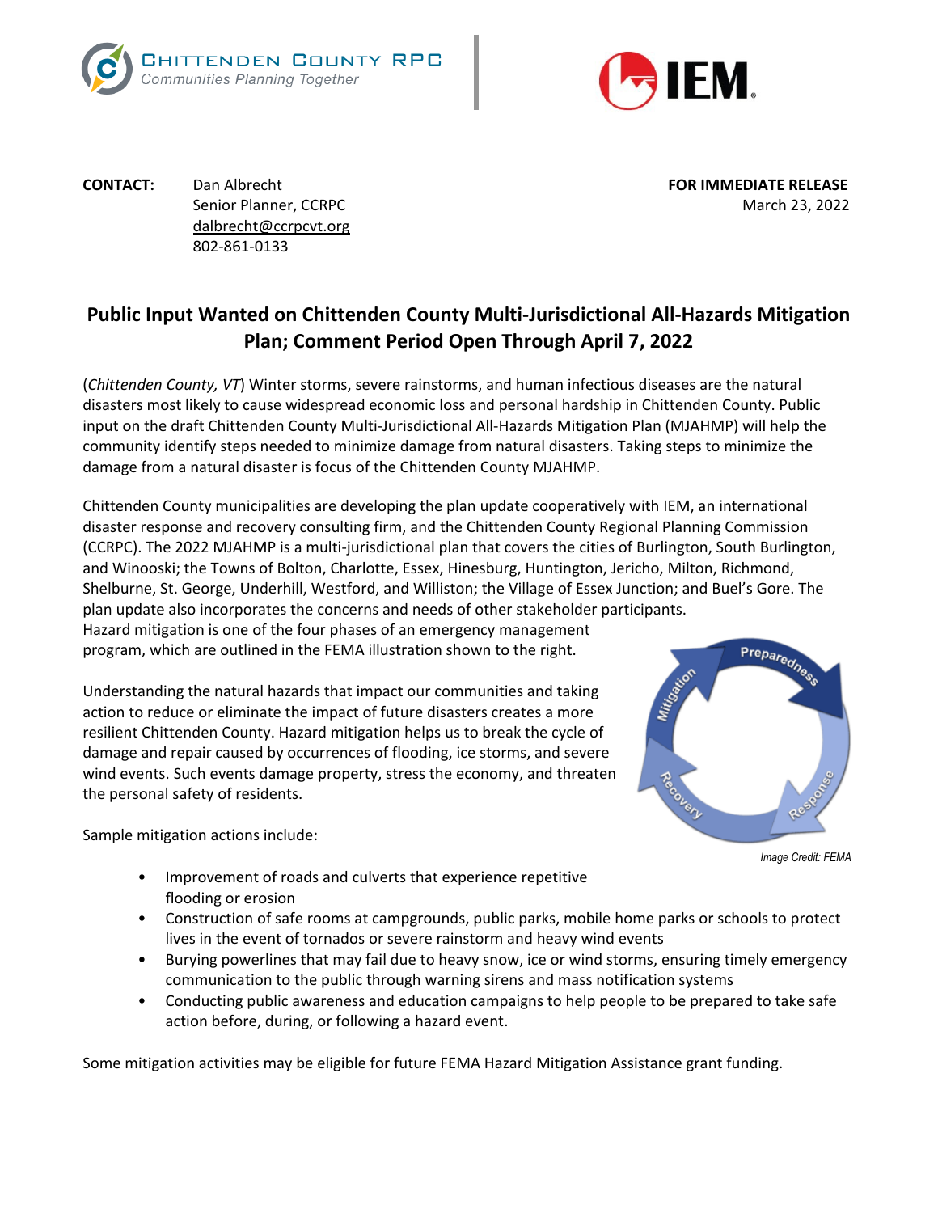CHITTENDEN COUNTY RPC
*Communities Planning Together*

**CONTACT:** Dan Albrecht
Senior Planner, CCRPC
dalbrecht@ccrpcvt.org
802-861-0133

**FOR IMMEDIATE RELEASE**
March 23, 2022

# Public Input Wanted on Chittenden County Multi-Jurisdictional All-Hazards Mitigation Plan; Comment Period Open Through April 7, 2022

(*Chittenden County, VT*) Winter storms, severe rainstorms, and human infectious diseases are the natural disasters most likely to cause widespread economic loss and personal hardship in Chittenden County. Public input on the draft Chittenden County Multi-Jurisdictional All-Hazards Mitigation Plan (MJAHMP) will help the community identify steps needed to minimize damage from natural disasters. Taking steps to minimize the damage from a natural disaster is focus of the Chittenden County MJAHMP.

Chittenden County municipalities are developing the plan update cooperatively with IEM, an international disaster response and recovery consulting firm, and the Chittenden County Regional Planning Commission (CCRPC). The 2022 MJAHMP is a multi-jurisdictional plan that covers the cities of Burlington, South Burlington, and Winooski; the Towns of Bolton, Charlotte, Essex, Hinesburg, Huntington, Jericho, Milton, Richmond, Shelburne, St. George, Underhill, Westford, and Williston; the Village of Essex Junction; and Buel's Gore. The plan update also incorporates the concerns and needs of other stakeholder participants.
Hazard mitigation is one of the four phases of an emergency management program, which are outlined in the FEMA illustration shown to the right.

Understanding the natural hazards that impact our communities and taking action to reduce or eliminate the impact of future disasters creates a more resilient Chittenden County. Hazard mitigation helps us to break the cycle of damage and repair caused by occurrences of flooding, ice storms, and severe wind events. Such events damage property, stress the economy, and threaten the personal safety of residents.

*Image Credit: FEMA*

Sample mitigation actions include:

- Improvement of roads and culverts that experience repetitive flooding or erosion
- Construction of safe rooms at campgrounds, public parks, mobile home parks or schools to protect lives in the event of tornados or severe rainstorm and heavy wind events
- Burying powerlines that may fail due to heavy snow, ice or wind storms, ensuring timely emergency communication to the public through warning sirens and mass notification systems
- Conducting public awareness and education campaigns to help people to be prepared to take safe action before, during, or following a hazard event.

Some mitigation activities may be eligible for future FEMA Hazard Mitigation Assistance grant funding.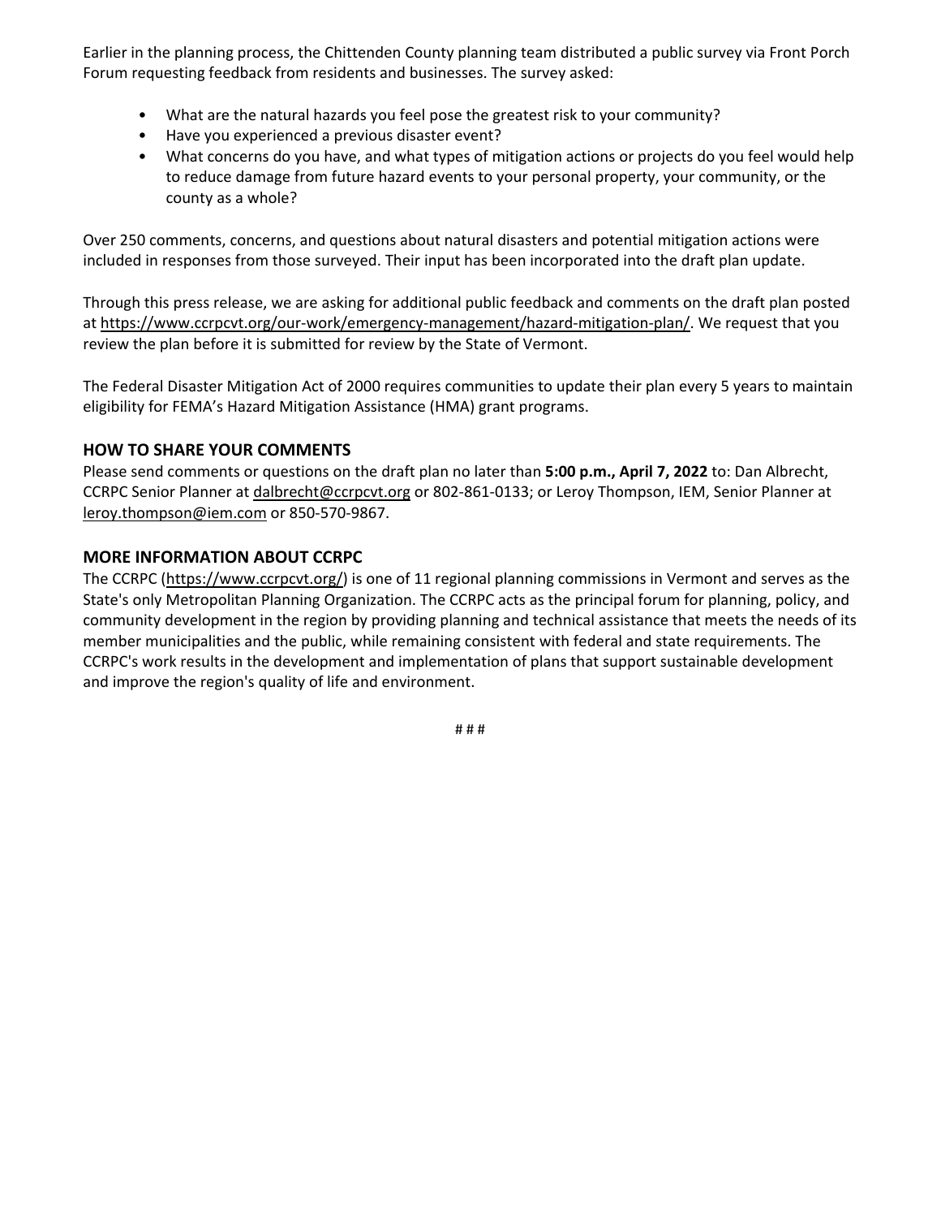Earlier in the planning process, the Chittenden County planning team distributed a public survey via Front Porch Forum requesting feedback from residents and businesses. The survey asked:

- What are the natural hazards you feel pose the greatest risk to your community?
- Have you experienced a previous disaster event?
- What concerns do you have, and what types of mitigation actions or projects do you feel would help to reduce damage from future hazard events to your personal property, your community, or the county as a whole?

Over 250 comments, concerns, and questions about natural disasters and potential mitigation actions were included in responses from those surveyed. Their input has been incorporated into the draft plan update.

Through this press release, we are asking for additional public feedback and comments on the draft plan posted at https://www.ccrpcvt.org/our-work/emergency-management/hazard-mitigation-plan/. We request that you review the plan before it is submitted for review by the State of Vermont.

The Federal Disaster Mitigation Act of 2000 requires communities to update their plan every 5 years to maintain eligibility for FEMA's Hazard Mitigation Assistance (HMA) grant programs.

## HOW TO SHARE YOUR COMMENTS

Please send comments or questions on the draft plan no later than **5:00 p.m., April 7, 2022** to: Dan Albrecht, CCRPC Senior Planner at dalbrecht@ccrpcvt.org or 802-861-0133; or Leroy Thompson, IEM, Senior Planner at leroy.thompson@iem.com or 850-570-9867.

## MORE INFORMATION ABOUT CCRPC

The CCRPC (https://www.ccrpcvt.org/) is one of 11 regional planning commissions in Vermont and serves as the State's only Metropolitan Planning Organization. The CCRPC acts as the principal forum for planning, policy, and community development in the region by providing planning and technical assistance that meets the needs of its member municipalities and the public, while remaining consistent with federal and state requirements. The CCRPC's work results in the development and implementation of plans that support sustainable development and improve the region's quality of life and environment.

# # #